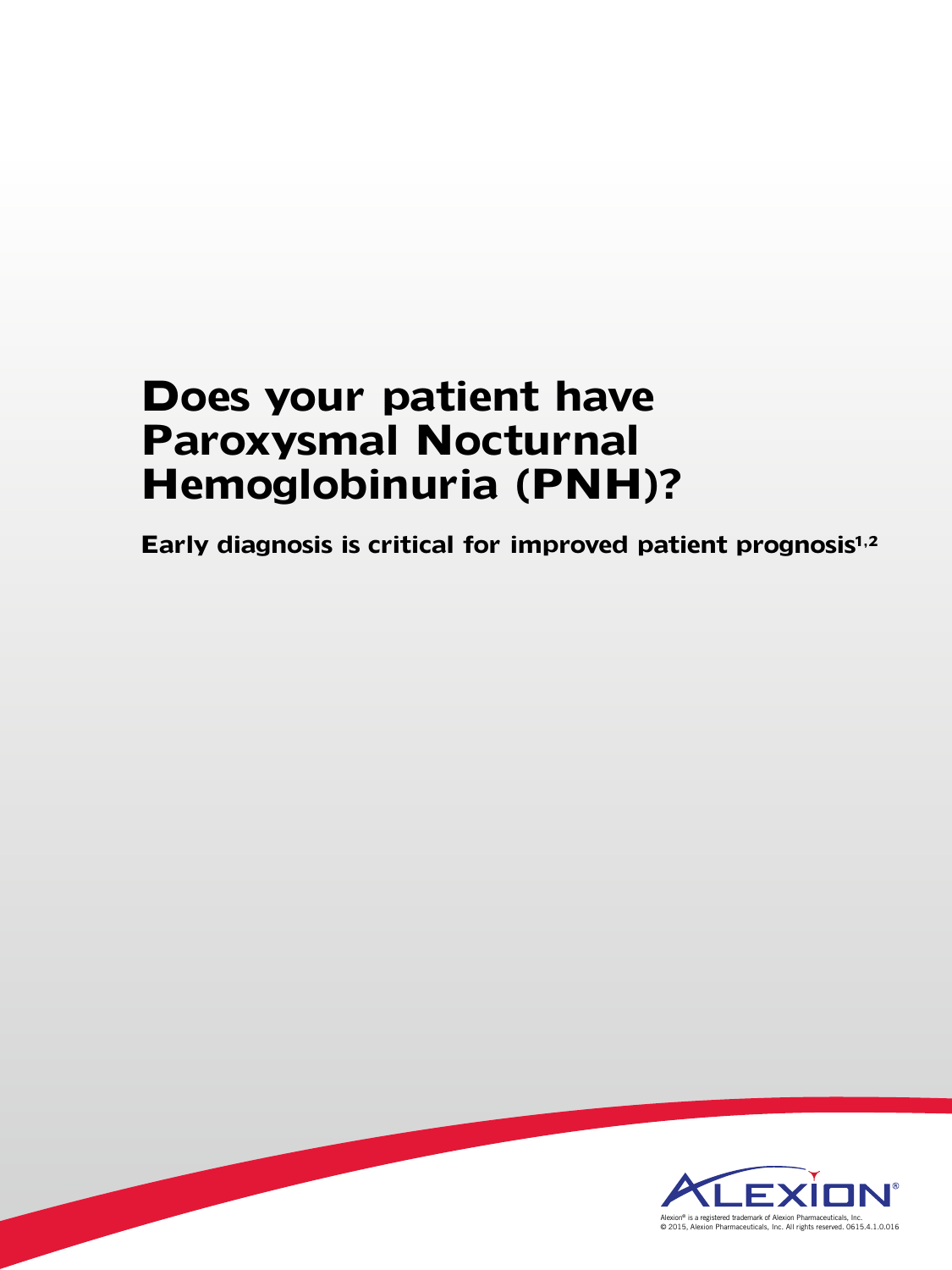# Does your patient have Paroxysmal Nocturnal Hemoglobinuria (PNH)?

**Early diagnosis is critical for improved patient prognosis[1,2]**

ALEXION®

Alexion® is a registered trademark of Alexion Pharmaceuticals, Inc.
© 2015, Alexion Pharmaceuticals, Inc. All rights reserved. 0615.4.1.0.016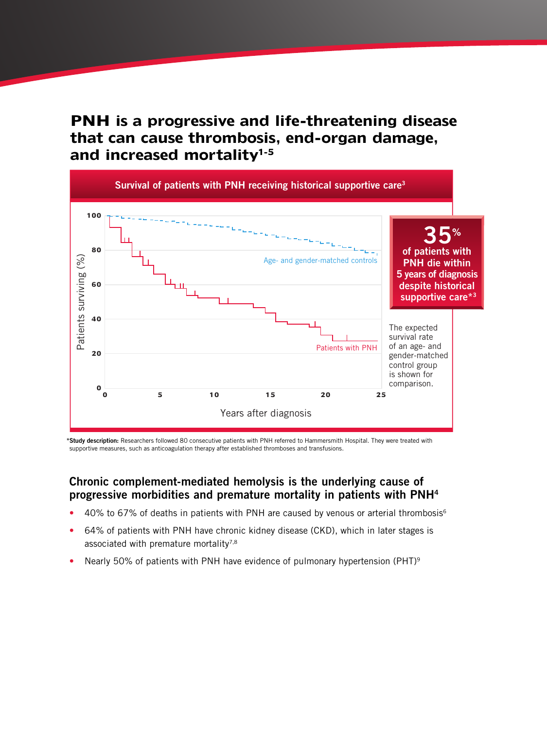# PNH is a progressive and life-threatening disease that can cause thrombosis, end-organ damage, and increased mortality[1-5]

**Survival of patients with PNH receiving historical supportive care[3]**

Patients surviving (%)

Age- and gender-matched controls

Patients with PNH

Years after diagnosis

**35% of patients with PNH die within 5 years of diagnosis despite historical supportive care*[3]**

The expected survival rate of an age- and gender-matched control group is shown for comparison.

***Study description:** Researchers followed 80 consecutive patients with PNH referred to Hammersmith Hospital. They were treated with supportive measures, such as anticoagulation therapy after established thromboses and transfusions.

## Chronic complement-mediated hemolysis is the underlying cause of progressive morbidities and premature mortality in patients with PNH[4]

- 40% to 67% of deaths in patients with PNH are caused by venous or arterial thrombosis[6]
- 64% of patients with PNH have chronic kidney disease (CKD), which in later stages is associated with premature mortality[7,8]
- Nearly 50% of patients with PNH have evidence of pulmonary hypertension (PHT)[9]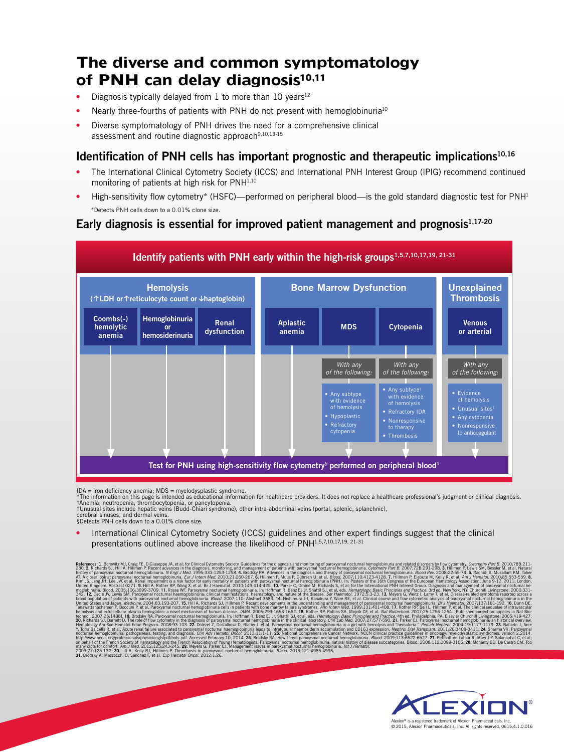# The diverse and common symptomatology of PNH can delay diagnosis[10,11]

- Diagnosis typically delayed from 1 to more than 10 years[12]
- Nearly three-fourths of patients with PNH do not present with hemoglobinuria[10]
- Diverse symptomatology of PNH drives the need for a comprehensive clinical assessment and routine diagnostic approach[9,10,13-15]

## Identification of PNH cells has important prognostic and therapeutic implications[10,16]

- The International Clinical Cytometry Society (ICCS) and International PNH Interest Group (IPIG) recommend continued monitoring of patients at high risk for PNH[1,10]
- High-sensitivity flow cytometry* (HSFC)—performed on peripheral blood—is the gold standard diagnostic test for PNH[1]

*Detects PNH cells down to a 0.01% clone size.

## Early diagnosis is essential for improved patient management and prognosis[1,17-20]

### Identify patients with PNH early within the high-risk groups[1,5,7,10,17,19, 21-31]

**Hemolysis** (↑LDH or ↑reticulocyte count or ↓haptoglobin)
- Coombs(-) hemolytic anemia
- Hemoglobinuria or hemosiderinuria
- Renal dysfunction

**Bone Marrow Dysfunction**
- Aplastic anemia
- MDS — *With any of the following:*
  - Any subtype with evidence of hemolysis
  - Hypoplastic
  - Refractory cytopenia
- Cytopenia — *With any of the following:*
  - Any subtype† with evidence of hemolysis
  - Refractory IDA
  - Nonresponsive to therapy
  - Thrombosis

**Unexplained Thrombosis**
- Venous or arterial — *With any of the following:*
  - Evidence of hemolysis
  - Unusual sites‡
  - Any cytopenia
  - Nonresponsive to anticoagulant

**Test for PNH using high-sensitivity flow cytometry§ performed on peripheral blood[1]**

IDA = iron deficiency anemia; MDS = myelodysplastic syndrome.
*The information on this page is intended as educational information for healthcare providers. It does not replace a healthcare professional's judgment or clinical diagnosis.
†Anemia, neutropenia, thrombocytopenia, or pancytopenia.
‡Unusual sites include hepatic veins (Budd-Chiari syndrome), other intra-abdominal veins (portal, splenic, splanchnic), cerebral sinuses, and dermal veins.
§Detects PNH cells down to a 0.01% clone size.

- International Clinical Cytometry Society (ICCS) guidelines and other expert findings suggest that the clinical presentations outlined above increase the likelihood of PNH[1,5,7,10,17,19, 21-31]

**References: 1.** Borowitz MJ, Craig FE, DiGiuseppe JA, et al; for Clinical Cytometry Society. Guidelines for the diagnosis and monitoring of paroxysmal nocturnal hemoglobinuria and related disorders by flow cytometry. *Cytometry Part B.* 2010;78B:211-230. **2.** Richards SJ, Hill A, Hillmen P. Recent advances in the diagnosis, monitoring, and management of patients with paroxysmal nocturnal hemoglobinuria. *Cytometry Part B.* 2007;72B:291-298. **3.** Hillmen P, Lewis SM, Bessler M, et al. Natural history of paroxysmal nocturnal hemoglobinuria. *N Engl J Med.* 1995;333:1253-1258. **4.** Brodsky RA. Advances in the diagnosis and therapy of paroxysmal nocturnal hemoglobinuria. *Blood Rev.* 2008;22:65-74. **5.** Rachidi S, Musallam KM, Taher AT. A closer look at paroxysmal nocturnal hemoglobinuria. *Eur J Intern Med.* 2010;21:260-267. **6.** Hillmen P, Muus P, Dührsen U, et al. *Blood.* 2007;110:4123-4128. **7.** Hillmen P, Elebute M, Kelly R, et al. *Am J Hematol.* 2010;85:553-559. **8.** Kim JS, Jang JH, Lee JW, et al. Renal impairment is a risk factor for early mortality in patients with paroxysmal nocturnal hemoglobinuria (PNH). In: Posters of the 16th Congress of the European Hematology Association; June 9-12, 2011; London, United Kingdom. Abstract 0271. **9.** Hill A, Rother RP, Wang X, et al. Br J Haematol. 2010;149:414-425. **10.** Parker C, Omine M, Richards S, et al; for the International PNH Interest Group. Diagnosis and management of paroxysmal nocturnal hemoglobinuria. Blood. 2005;106:3699-3709. **11.** Rosse WF. Paroxysmal nocturnal hemoglobinuria. In: Hoffman R, Benz EJ Jr, Shattil SJ, et al, eds. *Hematology: Basic Principles and Practice.* 3rd ed. New York, NY: Churchill Livingstone; 2000:331-342. **12.** Dacie JV, Lewis SM. Paroxysmal nocturnal haemoglobinuria: clinical manifestations, haematology, and nature of the disease. *Ser Haematol.* 1972;5:3-23. **13.** Meyers G, Weitz I, Lamy T, et al. Disease-related symptoms reported across a broad population of patients with paroxysmal nocturnal hemoglobinuria. *Blood.* 2007;110: Abstract 3683. **14.** Nishimura J-I, Kanakura Y, Ware RE, et al. Clinical course and flow cytometric analysis of paroxysmal nocturnal hemoglobinuria in the United States and Japan. *Medicine.* 2004;83:193-207. **15.** Hill A, Richards SJ, Hillmen P. Recent developments in the understanding and management of paroxysmal nocturnal haemoglobinuria. *Br J Haematol.* 2007;137:181-192. **16.** Dunn DE, Tanawattanacharoen P, Boccuni P, et al. Paroxysmal nocturnal hemoglobinuria cells in patients with bone marrow failure syndromes. *Ann Intern Med.* 1999;131:401-408. **17.** Rother RP, Bell L, Hillmen P, et al. The clinical sequelae of intravascular hemolysis and extracellular plasma hemoglobin: a novel mechanism of human disease. *JAMA.* 2005;293:1653-1662. **18.** Rother RP, Rollins SA, Mojcik CF, et al. *Nat Biotechnol.* 2007;25:1256-1264. [Published correction appears in Nat Biotechnol. 2007;25:1488]. **19.** Brodsky RA. Paroxysmal nocturnal hemoglobinuria. In: Hoffman R, Benz EJ Jr, Shattil SJ, et al, eds. *Hematology: Basic Principles and Practice.* 4th ed. Philadelphia, PA: Elsevier Churchill Livingstone; 2005:419-427. **20.** Richards SJ, Barnett D. The role of flow cytometry in the diagnosis of paroxysmal nocturnal hemoglobinuria in the clinical laboratory. *Clin Lab Med.* 2007;27:577-590. **21.** Parker CJ. Paroxysmal nocturnal hemoglobinuria: an historical overview. Hematology Am Soc Hematol Educ Program. 2008:93-103. **22.** Dolezel Z, Dostalkova D, Blatny J, et al. Paroxysmal nocturnal hemoglobinuria in a girl with hemolysis and "hematuria." *Pediatr Nephrol.* 2004;19:1177-1179. **23.** Ballarin J, Arce Y, Torra Balcells R, et al. Acute renal failure associated to paroxysmal nocturnal haemoglobinuria leads to intratubular haemosiderin accumulation and CD163 expression. *Nephrol Dial Transplant.* 2011;26:3408-3411. **24.** Sharma VR. Paroxysmal nocturnal hemoglobinuria: pathogenesis, testing, and diagnosis. *Clin Adv Hematol Oncol.* 2013;11:1-11. **25.** National Comprehensive Cancer Network. NCCN clinical practice guidelines in oncology: myelodysplastic syndromes. version 2.2014. http://www.nccn.org/professionals/physiciangls/pdf/mds.pdf. Accessed February 10, 2014. **26.** Brodsky RA. How I treat paroxysmal nocturnal hemoglobinuria. *Blood.* 2009;113:6522-6527. **27.** Peffault de Latour R, Mary J-Y, Salanoubat C, et al; on behalf of the French Society of Hematology and the French Association of Young Hematologists. Paroxysmal nocturnal hemoglobinuria: natural history of disease subcategories. Blood. 2008;112:3099-3106. **28.** Mohanty BD, De Castro CM. Too many clots for comfort. *Am J Med.* 2012;125:243-245. **29.** Meyers G, Parker CJ. Management issues in paroxysmal nocturnal hemoglobinuria. *Int J Hematol.* 2003;77:125-132. **30.** Hill A, Kelly RJ, Hillmen P. Thrombosis in paroxysmal nocturnal hemoglobinuria. *Blood.* 2013;121:4985-4996. **31.** Brodsky A, Mazzocchi O, Sanchez F, et al. *Exp Hematol Oncol.* 2012;1:26.

ALEXION®

Alexion® is a registered trademark of Alexion Pharmaceuticals, Inc.
© 2015, Alexion Pharmaceuticals, Inc. All rights reserved. 0615.4.1.0.016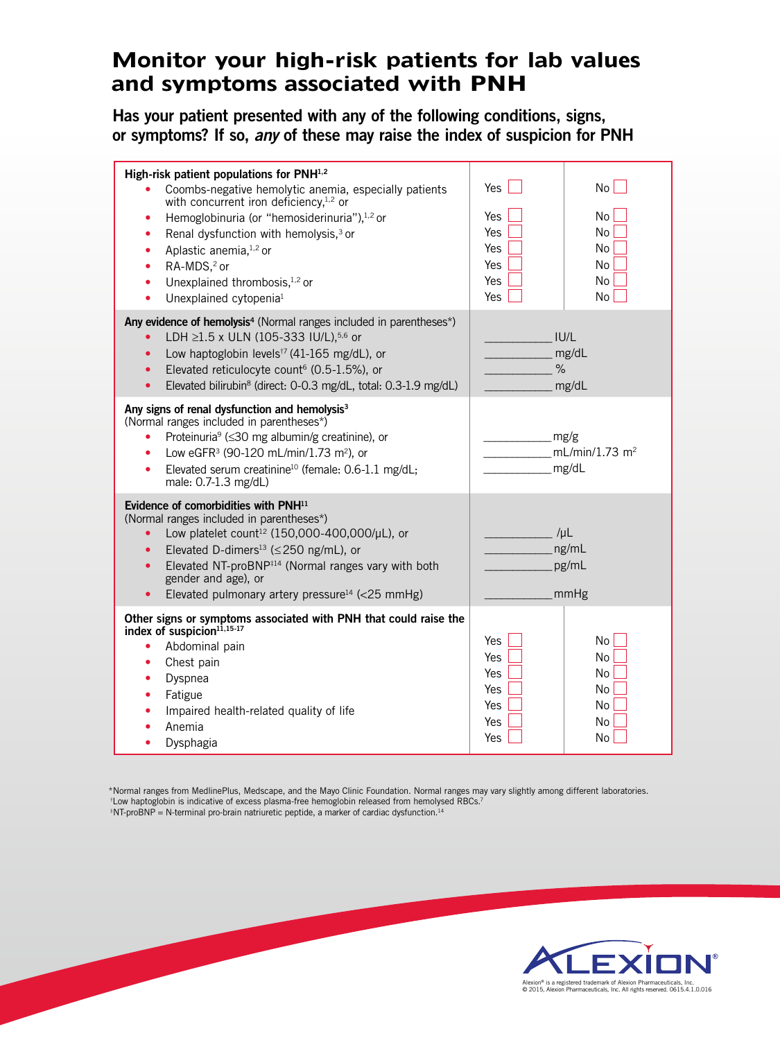# Monitor your high-risk patients for lab values and symptoms associated with PNH

## Has your patient presented with any of the following conditions, signs, or symptoms? If so, *any* of these may raise the index of suspicion for PNH

| | | |
|---|---|---|
| **High-risk patient populations for PNH[1,2]** | | |
| • Coombs-negative hemolytic anemia, especially patients with concurrent iron deficiency,[1,2] or | Yes ☐ | No ☐ |
| • Hemoglobinuria (or "hemosiderinuria"),[1,2] or | Yes ☐ | No ☐ |
| • Renal dysfunction with hemolysis,[3] or | Yes ☐ | No ☐ |
| • Aplastic anemia,[1,2] or | Yes ☐ | No ☐ |
| • RA-MDS,[2] or | Yes ☐ | No ☐ |
| • Unexplained thrombosis,[1,2] or | Yes ☐ | No ☐ |
| • Unexplained cytopenia[1] | Yes ☐ | No ☐ |
| **Any evidence of hemolysis[4]** (Normal ranges included in parentheses*) | | |
| • LDH ≥1.5 x ULN (105-333 IU/L),[5,6] or | __________ IU/L | |
| • Low haptoglobin levels[†7] (41-165 mg/dL), or | __________ mg/dL | |
| • Elevated reticulocyte count[6] (0.5-1.5%), or | __________ % | |
| • Elevated bilirubin[8] (direct: 0-0.3 mg/dL, total: 0.3-1.9 mg/dL) | __________ mg/dL | |
| **Any signs of renal dysfunction and hemolysis[3]** (Normal ranges included in parentheses*) | | |
| • Proteinuria[9] (≤30 mg albumin/g creatinine), or | __________ mg/g | |
| • Low eGFR[3] (90-120 mL/min/1.73 $m^2$), or | __________ mL/min/1.73 $m^2$ | |
| • Elevated serum creatinine[10] (female: 0.6-1.1 mg/dL; male: 0.7-1.3 mg/dL) | __________ mg/dL | |
| **Evidence of comorbidities with PNH[11]** (Normal ranges included in parentheses*) | | |
| • Low platelet count[12] (150,000-400,000/μL), or | __________ /μL | |
| • Elevated D-dimers[13] (≤250 ng/mL), or | __________ ng/mL | |
| • Elevated NT-proBNP[‡14] (Normal ranges vary with both gender and age), or | __________ pg/mL | |
| • Elevated pulmonary artery pressure[14] (<25 mmHg) | __________ mmHg | |
| **Other signs or symptoms associated with PNH that could raise the index of suspicion[11,15-17]** | | |
| • Abdominal pain | Yes ☐ | No ☐ |
| • Chest pain | Yes ☐ | No ☐ |
| • Dyspnea | Yes ☐ | No ☐ |
| • Fatigue | Yes ☐ | No ☐ |
| • Impaired health-related quality of life | Yes ☐ | No ☐ |
| • Anemia | Yes ☐ | No ☐ |
| • Dysphagia | Yes ☐ | No ☐ |

*Normal ranges from MedlinePlus, Medscape, and the Mayo Clinic Foundation. Normal ranges may vary slightly among different laboratories.
†Low haptoglobin is indicative of excess plasma-free hemoglobin released from hemolysed RBCs.[7]
‡NT-proBNP = N-terminal pro-brain natriuretic peptide, a marker of cardiac dysfunction.[14]

ALEXION®

Alexion® is a registered trademark of Alexion Pharmaceuticals, Inc.
© 2015, Alexion Pharmaceuticals, Inc. All rights reserved. 0615.4.1.0.016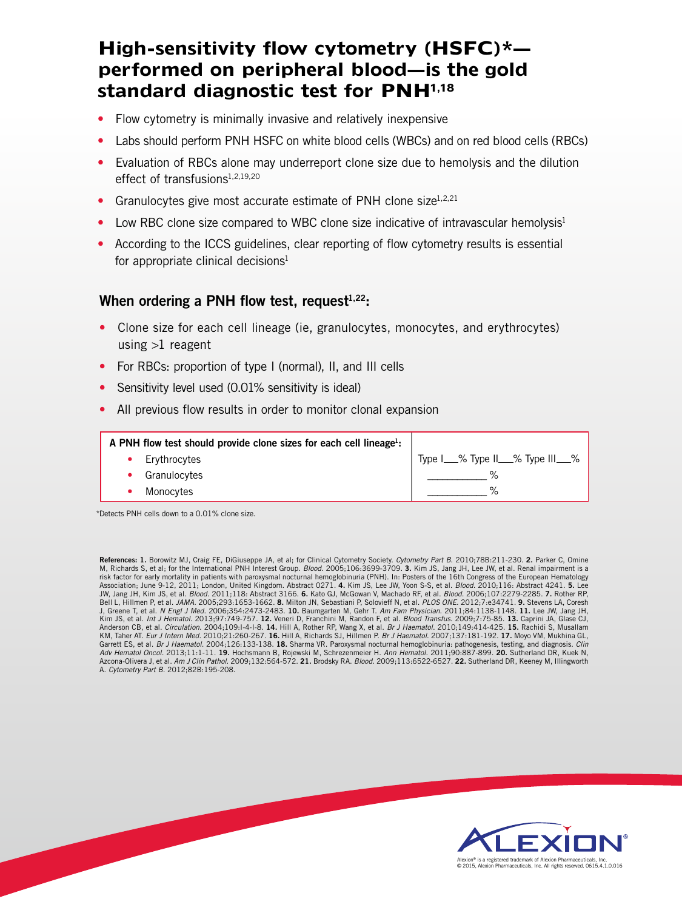# High-sensitivity flow cytometry (HSFC)*—performed on peripheral blood—is the gold standard diagnostic test for PNH[1,18]

- Flow cytometry is minimally invasive and relatively inexpensive
- Labs should perform PNH HSFC on white blood cells (WBCs) and on red blood cells (RBCs)
- Evaluation of RBCs alone may underreport clone size due to hemolysis and the dilution effect of transfusions[1,2,19,20]
- Granulocytes give most accurate estimate of PNH clone size[1,2,21]
- Low RBC clone size compared to WBC clone size indicative of intravascular hemolysis[1]
- According to the ICCS guidelines, clear reporting of flow cytometry results is essential for appropriate clinical decisions[1]

## When ordering a PNH flow test, request[1,22]:

- Clone size for each cell lineage (ie, granulocytes, monocytes, and erythrocytes) using >1 reagent
- For RBCs: proportion of type I (normal), II, and III cells
- Sensitivity level used (0.01% sensitivity is ideal)
- All previous flow results in order to monitor clonal expansion

| **A PNH flow test should provide clone sizes for each cell lineage[1]:** | |
|---|---|
| • Erythrocytes | Type I___% Type II___% Type III___% |
| • Granulocytes | __________ % |
| • Monocytes | __________ % |

*Detects PNH cells down to a 0.01% clone size.

**References: 1.** Borowitz MJ, Craig FE, DiGiuseppe JA, et al; for Clinical Cytometry Society. *Cytometry Part B.* 2010;78B:211-230. **2.** Parker C, Omine M, Richards S, et al; for the International PNH Interest Group. *Blood.* 2005;106:3699-3709. **3.** Kim JS, Jang JH, Lee JW, et al. Renal impairment is a risk factor for early mortality in patients with paroxysmal nocturnal hemoglobinuria (PNH). In: Posters of the 16th Congress of the European Hematology Association; June 9-12, 2011; London, United Kingdom. Abstract 0271. **4.** Kim JS, Lee JW, Yoon S-S, et al. *Blood.* 2010;116: Abstract 4241. **5.** Lee JW, Jang JH, Kim JS, et al. *Blood.* 2011;118: Abstract 3166. **6.** Kato GJ, McGowan V, Machado RF, et al. *Blood.* 2006;107:2279-2285. **7.** Rother RP, Bell L, Hillmen P, et al. *JAMA.* 2005;293:1653-1662. **8.** Milton JN, Sebastiani P, Solovieff N, et al. *PLOS ONE.* 2012;7:e34741. **9.** Stevens LA, Coresh J, Greene T, et al. *N Engl J Med.* 2006;354:2473-2483. **10.** Baumgarten M, Gehr T. *Am Fam Physician.* 2011;84:1138-1148. **11.** Lee JW, Jang JH, Kim JS, et al. *Int J Hematol.* 2013;97:749-757. **12.** Veneri D, Franchini M, Randon F, et al. *Blood Transfus.* 2009;7:75-85. **13.** Caprini JA, Glase CJ, Anderson CB, et al. *Circulation.* 2004;109:I-4-I-8. **14.** Hill A, Rother RP, Wang X, et al. *Br J Haematol.* 2010;149:414-425. **15.** Rachidi S, Musallam KM, Taher AT. *Eur J Intern Med.* 2010;21:260-267. **16.** Hill A, Richards SJ, Hillmen P. *Br J Haematol.* 2007;137:181-192. **17.** Moyo VM, Mukhina GL, Garrett ES, et al. *Br J Haematol.* 2004;126:133-138. **18.** Sharma VR. Paroxysmal nocturnal hemoglobinuria: pathogenesis, testing, and diagnosis. *Clin Adv Hematol Oncol.* 2013;11:1-11. **19.** Hochsmann B, Rojewski M, Schrezenmeier H. *Ann Hematol.* 2011;90:887-899. **20.** Sutherland DR, Kuek N, Azcona-Olivera J, et al. *Am J Clin Pathol.* 2009;132:564-572. **21.** Brodsky RA. *Blood.* 2009;113:6522-6527. **22.** Sutherland DR, Keeney M, Illingworth A. *Cytometry Part B.* 2012;82B:195-208.

ALEXION®

Alexion® is a registered trademark of Alexion Pharmaceuticals, Inc.
© 2015, Alexion Pharmaceuticals, Inc. All rights reserved. 0615.4.1.0.016